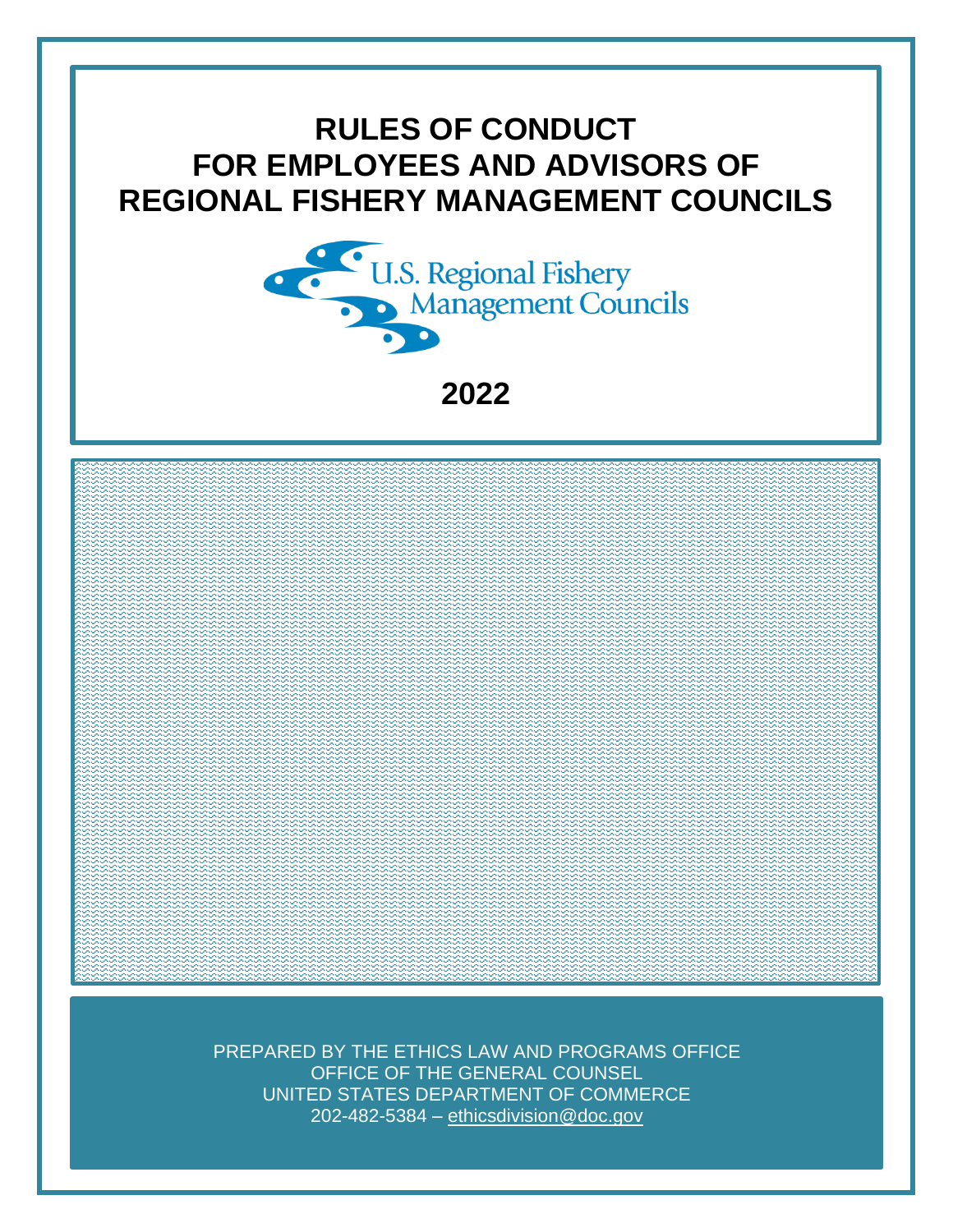# RULES OF CONDUCT FOR EMPLOYEES AND ADVISORS OF REGIONAL FISHERY MANAGEMENT COUNCILS

U.S. Regional Fishery Management Councils

## 2022

PREPARED BY THE ETHICS LAW AND PROGRAMS OFFICE
OFFICE OF THE GENERAL COUNSEL
UNITED STATES DEPARTMENT OF COMMERCE
202-482-5384 – ethicsdivision@doc.gov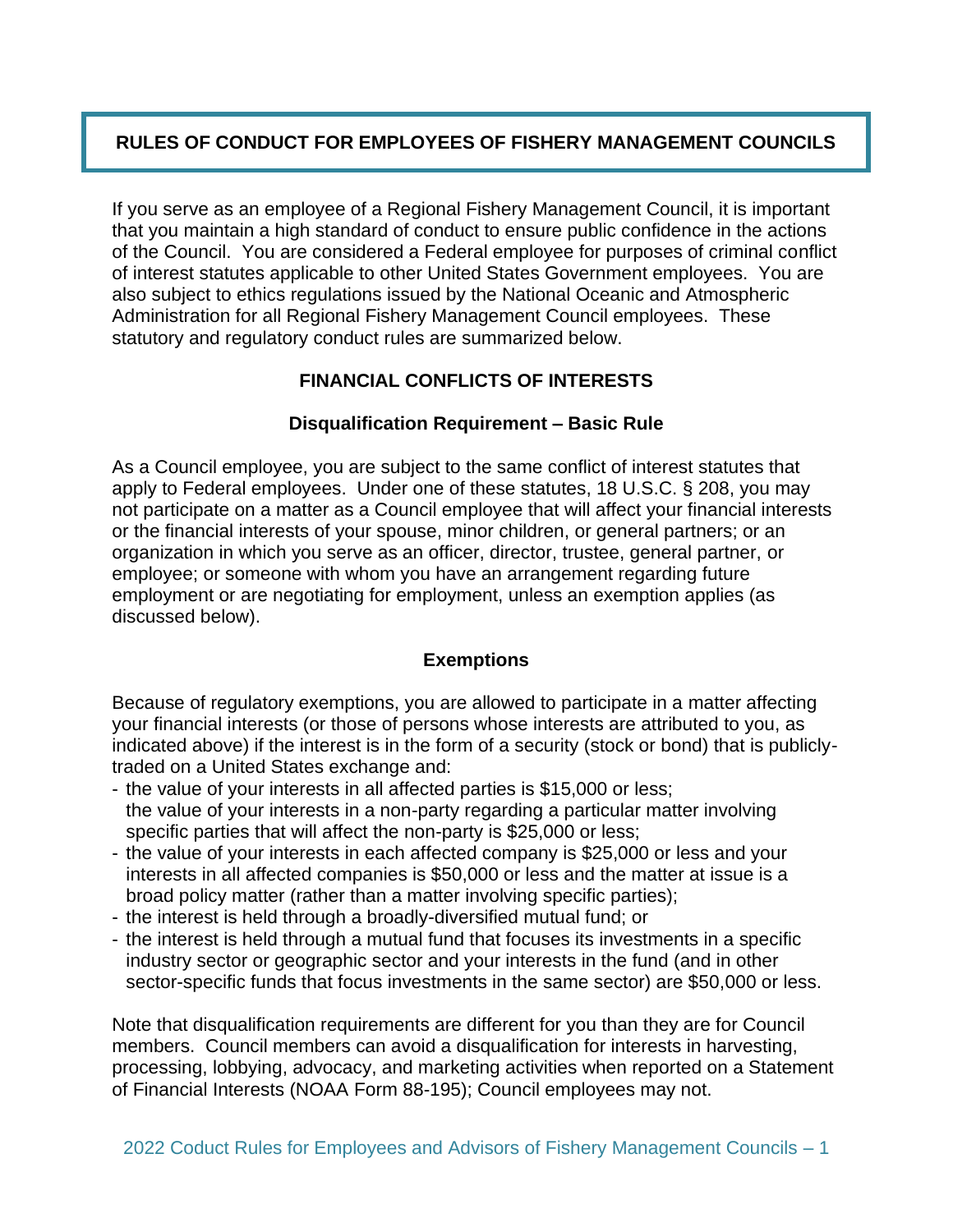# RULES OF CONDUCT FOR EMPLOYEES OF FISHERY MANAGEMENT COUNCILS

If you serve as an employee of a Regional Fishery Management Council, it is important that you maintain a high standard of conduct to ensure public confidence in the actions of the Council. You are considered a Federal employee for purposes of criminal conflict of interest statutes applicable to other United States Government employees. You are also subject to ethics regulations issued by the National Oceanic and Atmospheric Administration for all Regional Fishery Management Council employees. These statutory and regulatory conduct rules are summarized below.

## FINANCIAL CONFLICTS OF INTERESTS

### Disqualification Requirement – Basic Rule

As a Council employee, you are subject to the same conflict of interest statutes that apply to Federal employees. Under one of these statutes, 18 U.S.C. § 208, you may not participate on a matter as a Council employee that will affect your financial interests or the financial interests of your spouse, minor children, or general partners; or an organization in which you serve as an officer, director, trustee, general partner, or employee; or someone with whom you have an arrangement regarding future employment or are negotiating for employment, unless an exemption applies (as discussed below).

### Exemptions

Because of regulatory exemptions, you are allowed to participate in a matter affecting your financial interests (or those of persons whose interests are attributed to you, as indicated above) if the interest is in the form of a security (stock or bond) that is publicly-traded on a United States exchange and:

- the value of your interests in all affected parties is $15,000 or less;
  the value of your interests in a non-party regarding a particular matter involving specific parties that will affect the non-party is $25,000 or less;
- the value of your interests in each affected company is $25,000 or less and your interests in all affected companies is $50,000 or less and the matter at issue is a broad policy matter (rather than a matter involving specific parties);
- the interest is held through a broadly-diversified mutual fund; or
- the interest is held through a mutual fund that focuses its investments in a specific industry sector or geographic sector and your interests in the fund (and in other sector-specific funds that focus investments in the same sector) are $50,000 or less.

Note that disqualification requirements are different for you than they are for Council members. Council members can avoid a disqualification for interests in harvesting, processing, lobbying, advocacy, and marketing activities when reported on a Statement of Financial Interests (NOAA Form 88-195); Council employees may not.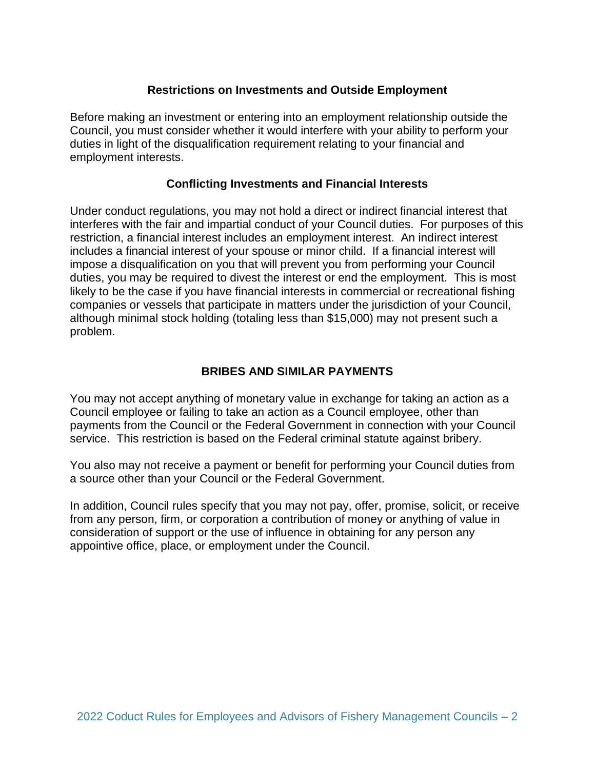### Restrictions on Investments and Outside Employment

Before making an investment or entering into an employment relationship outside the Council, you must consider whether it would interfere with your ability to perform your duties in light of the disqualification requirement relating to your financial and employment interests.

### Conflicting Investments and Financial Interests

Under conduct regulations, you may not hold a direct or indirect financial interest that interferes with the fair and impartial conduct of your Council duties. For purposes of this restriction, a financial interest includes an employment interest. An indirect interest includes a financial interest of your spouse or minor child. If a financial interest will impose a disqualification on you that will prevent you from performing your Council duties, you may be required to divest the interest or end the employment. This is most likely to be the case if you have financial interests in commercial or recreational fishing companies or vessels that participate in matters under the jurisdiction of your Council, although minimal stock holding (totaling less than $15,000) may not present such a problem.

## BRIBES AND SIMILAR PAYMENTS

You may not accept anything of monetary value in exchange for taking an action as a Council employee or failing to take an action as a Council employee, other than payments from the Council or the Federal Government in connection with your Council service. This restriction is based on the Federal criminal statute against bribery.

You also may not receive a payment or benefit for performing your Council duties from a source other than your Council or the Federal Government.

In addition, Council rules specify that you may not pay, offer, promise, solicit, or receive from any person, firm, or corporation a contribution of money or anything of value in consideration of support or the use of influence in obtaining for any person any appointive office, place, or employment under the Council.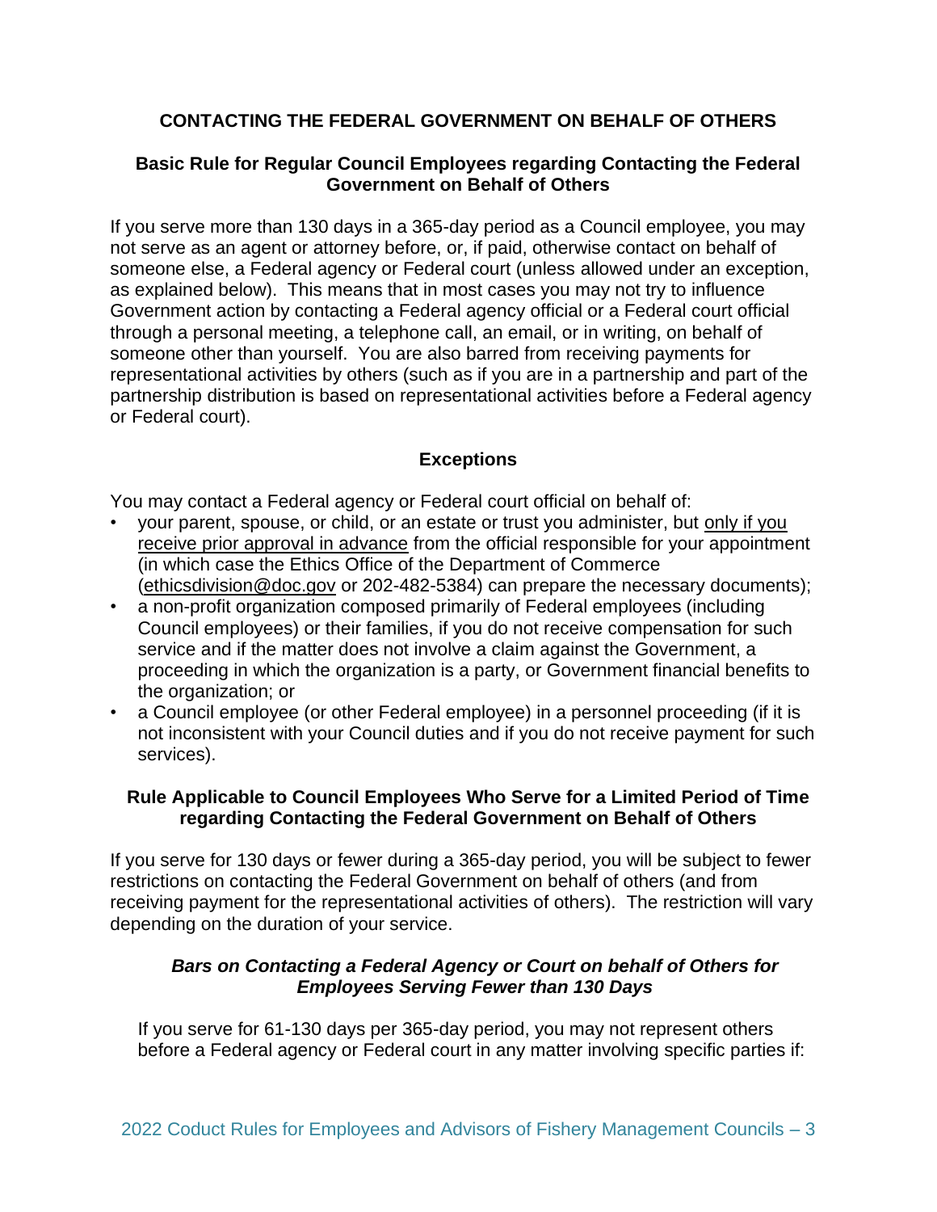## CONTACTING THE FEDERAL GOVERNMENT ON BEHALF OF OTHERS

### Basic Rule for Regular Council Employees regarding Contacting the Federal Government on Behalf of Others

If you serve more than 130 days in a 365-day period as a Council employee, you may not serve as an agent or attorney before, or, if paid, otherwise contact on behalf of someone else, a Federal agency or Federal court (unless allowed under an exception, as explained below). This means that in most cases you may not try to influence Government action by contacting a Federal agency official or a Federal court official through a personal meeting, a telephone call, an email, or in writing, on behalf of someone other than yourself. You are also barred from receiving payments for representational activities by others (such as if you are in a partnership and part of the partnership distribution is based on representational activities before a Federal agency or Federal court).

### Exceptions

You may contact a Federal agency or Federal court official on behalf of:

- your parent, spouse, or child, or an estate or trust you administer, but only if you receive prior approval in advance from the official responsible for your appointment (in which case the Ethics Office of the Department of Commerce (ethicsdivision@doc.gov or 202-482-5384) can prepare the necessary documents);
- a non-profit organization composed primarily of Federal employees (including Council employees) or their families, if you do not receive compensation for such service and if the matter does not involve a claim against the Government, a proceeding in which the organization is a party, or Government financial benefits to the organization; or
- a Council employee (or other Federal employee) in a personnel proceeding (if it is not inconsistent with your Council duties and if you do not receive payment for such services).

### Rule Applicable to Council Employees Who Serve for a Limited Period of Time regarding Contacting the Federal Government on Behalf of Others

If you serve for 130 days or fewer during a 365-day period, you will be subject to fewer restrictions on contacting the Federal Government on behalf of others (and from receiving payment for the representational activities of others). The restriction will vary depending on the duration of your service.

#### ***Bars on Contacting a Federal Agency or Court on behalf of Others for Employees Serving Fewer than 130 Days***

If you serve for 61-130 days per 365-day period, you may not represent others before a Federal agency or Federal court in any matter involving specific parties if: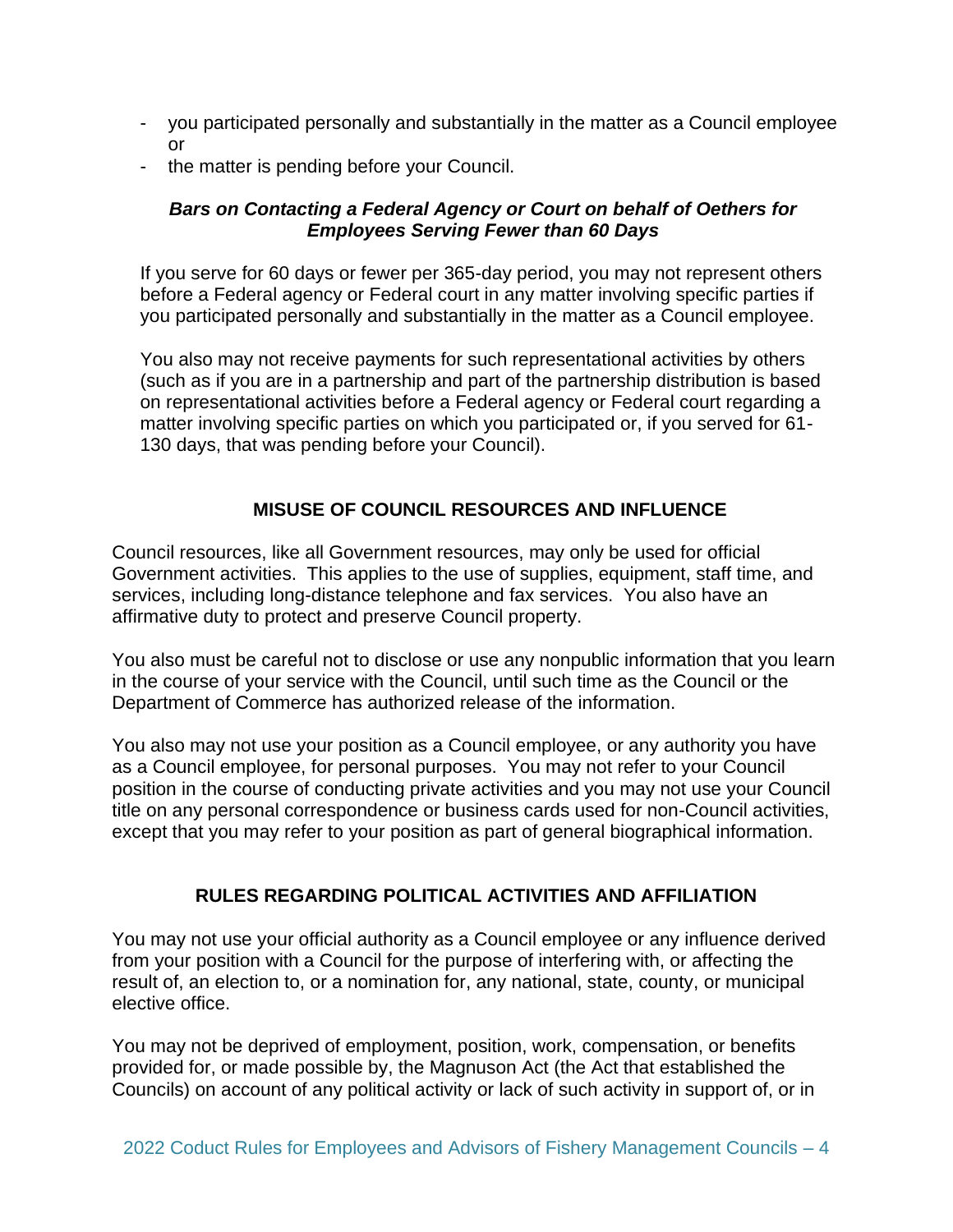- you participated personally and substantially in the matter as a Council employee or
- the matter is pending before your Council.

***Bars on Contacting a Federal Agency or Court on behalf of Oethers for Employees Serving Fewer than 60 Days***

If you serve for 60 days or fewer per 365-day period, you may not represent others before a Federal agency or Federal court in any matter involving specific parties if you participated personally and substantially in the matter as a Council employee.

You also may not receive payments for such representational activities by others (such as if you are in a partnership and part of the partnership distribution is based on representational activities before a Federal agency or Federal court regarding a matter involving specific parties on which you participated or, if you served for 61-130 days, that was pending before your Council).

## MISUSE OF COUNCIL RESOURCES AND INFLUENCE

Council resources, like all Government resources, may only be used for official Government activities. This applies to the use of supplies, equipment, staff time, and services, including long-distance telephone and fax services. You also have an affirmative duty to protect and preserve Council property.

You also must be careful not to disclose or use any nonpublic information that you learn in the course of your service with the Council, until such time as the Council or the Department of Commerce has authorized release of the information.

You also may not use your position as a Council employee, or any authority you have as a Council employee, for personal purposes. You may not refer to your Council position in the course of conducting private activities and you may not use your Council title on any personal correspondence or business cards used for non-Council activities, except that you may refer to your position as part of general biographical information.

## RULES REGARDING POLITICAL ACTIVITIES AND AFFILIATION

You may not use your official authority as a Council employee or any influence derived from your position with a Council for the purpose of interfering with, or affecting the result of, an election to, or a nomination for, any national, state, county, or municipal elective office.

You may not be deprived of employment, position, work, compensation, or benefits provided for, or made possible by, the Magnuson Act (the Act that established the Councils) on account of any political activity or lack of such activity in support of, or in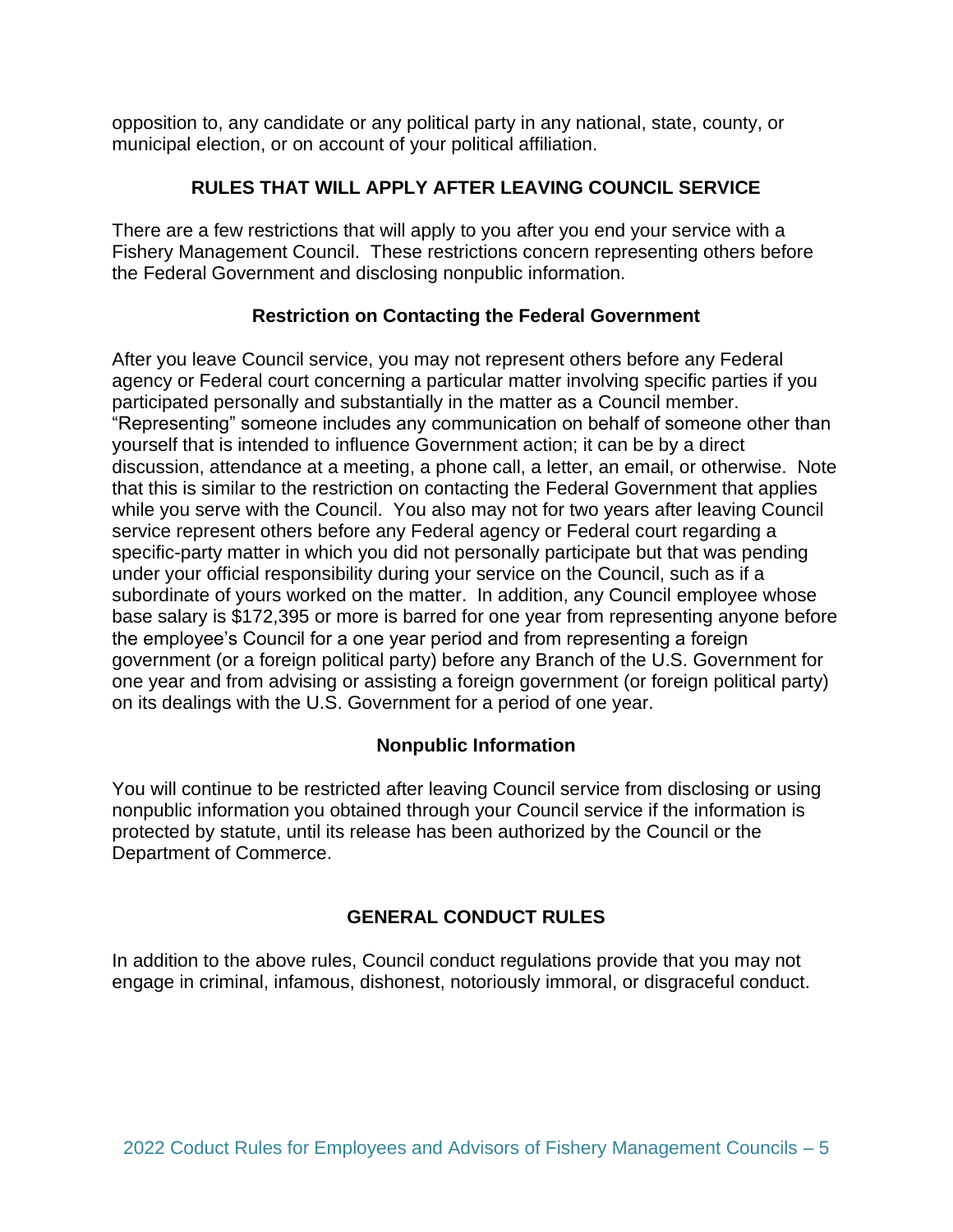opposition to, any candidate or any political party in any national, state, county, or municipal election, or on account of your political affiliation.

## RULES THAT WILL APPLY AFTER LEAVING COUNCIL SERVICE

There are a few restrictions that will apply to you after you end your service with a Fishery Management Council. These restrictions concern representing others before the Federal Government and disclosing nonpublic information.

### Restriction on Contacting the Federal Government

After you leave Council service, you may not represent others before any Federal agency or Federal court concerning a particular matter involving specific parties if you participated personally and substantially in the matter as a Council member. "Representing" someone includes any communication on behalf of someone other than yourself that is intended to influence Government action; it can be by a direct discussion, attendance at a meeting, a phone call, a letter, an email, or otherwise. Note that this is similar to the restriction on contacting the Federal Government that applies while you serve with the Council. You also may not for two years after leaving Council service represent others before any Federal agency or Federal court regarding a specific-party matter in which you did not personally participate but that was pending under your official responsibility during your service on the Council, such as if a subordinate of yours worked on the matter. In addition, any Council employee whose base salary is $172,395 or more is barred for one year from representing anyone before the employee's Council for a one year period and from representing a foreign government (or a foreign political party) before any Branch of the U.S. Government for one year and from advising or assisting a foreign government (or foreign political party) on its dealings with the U.S. Government for a period of one year.

### Nonpublic Information

You will continue to be restricted after leaving Council service from disclosing or using nonpublic information you obtained through your Council service if the information is protected by statute, until its release has been authorized by the Council or the Department of Commerce.

## GENERAL CONDUCT RULES

In addition to the above rules, Council conduct regulations provide that you may not engage in criminal, infamous, dishonest, notoriously immoral, or disgraceful conduct.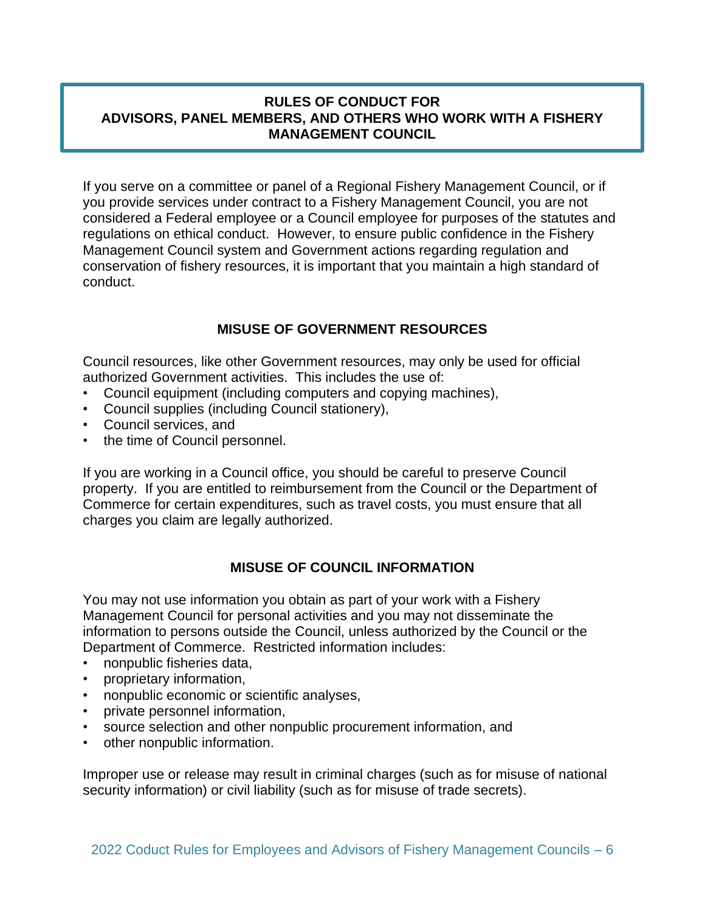## RULES OF CONDUCT FOR ADVISORS, PANEL MEMBERS, AND OTHERS WHO WORK WITH A FISHERY MANAGEMENT COUNCIL

If you serve on a committee or panel of a Regional Fishery Management Council, or if you provide services under contract to a Fishery Management Council, you are not considered a Federal employee or a Council employee for purposes of the statutes and regulations on ethical conduct. However, to ensure public confidence in the Fishery Management Council system and Government actions regarding regulation and conservation of fishery resources, it is important that you maintain a high standard of conduct.

### MISUSE OF GOVERNMENT RESOURCES

Council resources, like other Government resources, may only be used for official authorized Government activities. This includes the use of:

- Council equipment (including computers and copying machines),
- Council supplies (including Council stationery),
- Council services, and
- the time of Council personnel.

If you are working in a Council office, you should be careful to preserve Council property. If you are entitled to reimbursement from the Council or the Department of Commerce for certain expenditures, such as travel costs, you must ensure that all charges you claim are legally authorized.

### MISUSE OF COUNCIL INFORMATION

You may not use information you obtain as part of your work with a Fishery Management Council for personal activities and you may not disseminate the information to persons outside the Council, unless authorized by the Council or the Department of Commerce. Restricted information includes:

- nonpublic fisheries data,
- proprietary information,
- nonpublic economic or scientific analyses,
- private personnel information,
- source selection and other nonpublic procurement information, and
- other nonpublic information.

Improper use or release may result in criminal charges (such as for misuse of national security information) or civil liability (such as for misuse of trade secrets).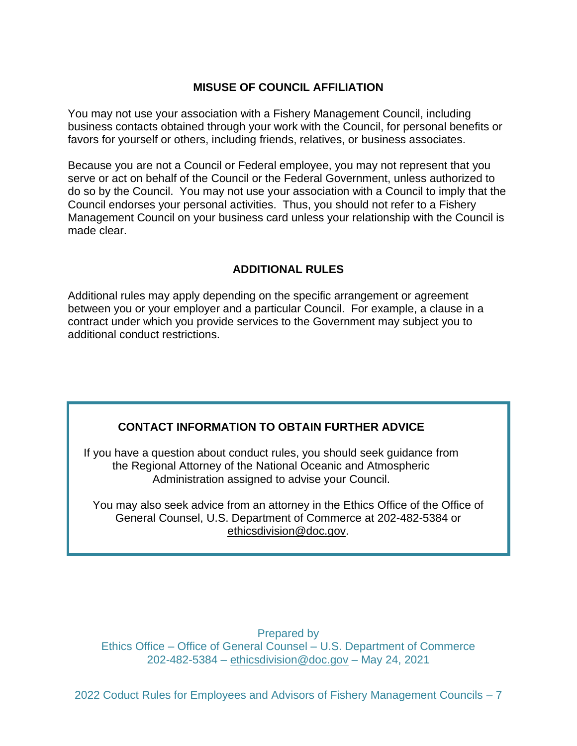## MISUSE OF COUNCIL AFFILIATION

You may not use your association with a Fishery Management Council, including business contacts obtained through your work with the Council, for personal benefits or favors for yourself or others, including friends, relatives, or business associates.

Because you are not a Council or Federal employee, you may not represent that you serve or act on behalf of the Council or the Federal Government, unless authorized to do so by the Council. You may not use your association with a Council to imply that the Council endorses your personal activities. Thus, you should not refer to a Fishery Management Council on your business card unless your relationship with the Council is made clear.

## ADDITIONAL RULES

Additional rules may apply depending on the specific arrangement or agreement between you or your employer and a particular Council. For example, a clause in a contract under which you provide services to the Government may subject you to additional conduct restrictions.

### CONTACT INFORMATION TO OBTAIN FURTHER ADVICE

If you have a question about conduct rules, you should seek guidance from the Regional Attorney of the National Oceanic and Atmospheric Administration assigned to advise your Council.

You may also seek advice from an attorney in the Ethics Office of the Office of General Counsel, U.S. Department of Commerce at 202-482-5384 or ethicsdivision@doc.gov.

Prepared by
Ethics Office – Office of General Counsel – U.S. Department of Commerce
202-482-5384 – ethicsdivision@doc.gov – May 24, 2021